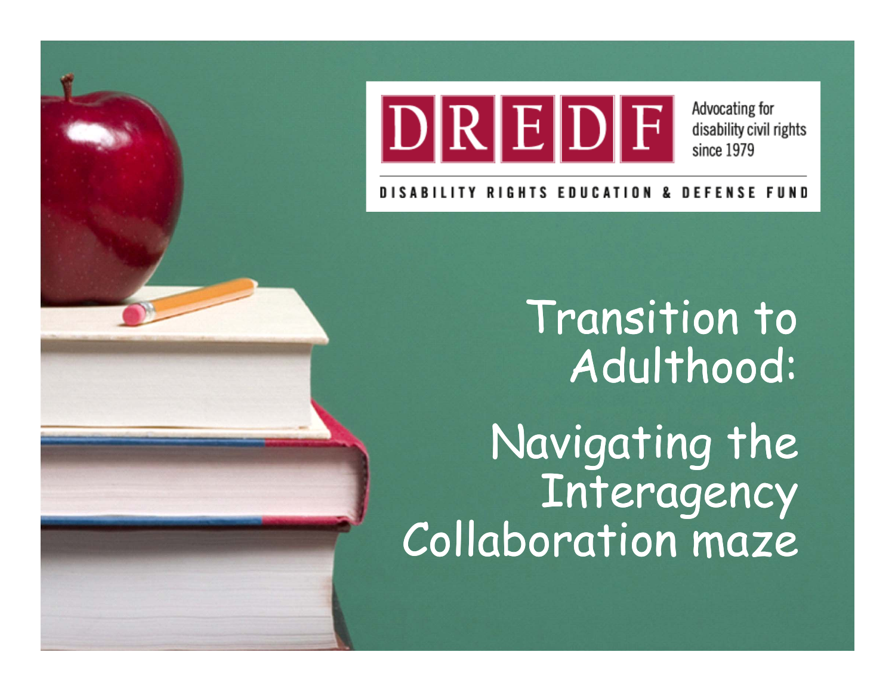DREDF

Advocating for disability civil rights since 1979

DISABILITY RIGHTS EDUCATION & DEFENSE FUND

# Transition to Adulthood:

# Navigating the Interagency Collaboration maze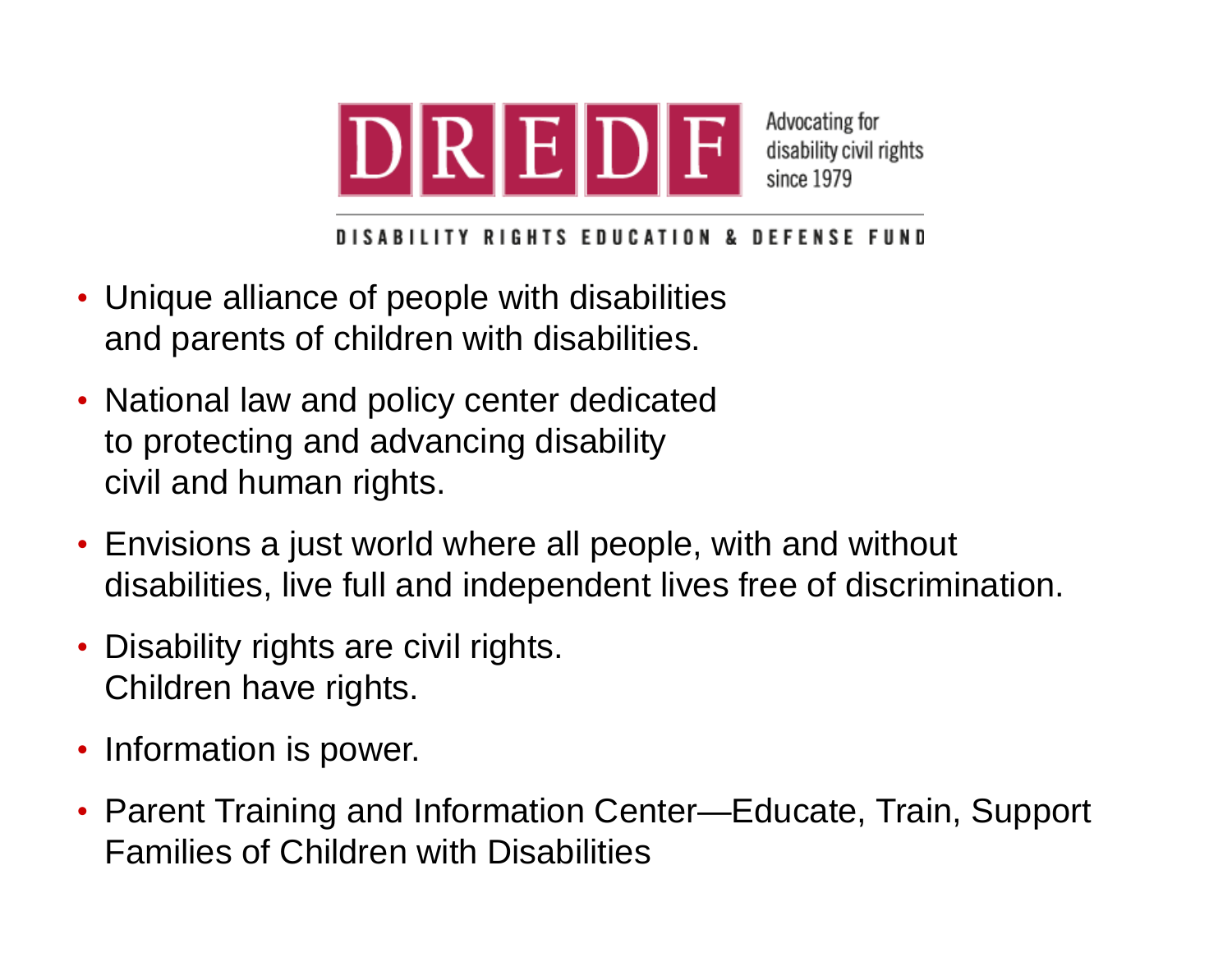# DREDF

Advocating for disability civil rights since 1979

**DISABILITY RIGHTS EDUCATION & DEFENSE FUND**

- Unique alliance of people with disabilities and parents of children with disabilities.
- National law and policy center dedicated to protecting and advancing disability civil and human rights.
- Envisions a just world where all people, with and without disabilities, live full and independent lives free of discrimination.
- Disability rights are civil rights.
  Children have rights.
- Information is power.
- Parent Training and Information Center—Educate, Train, Support Families of Children with Disabilities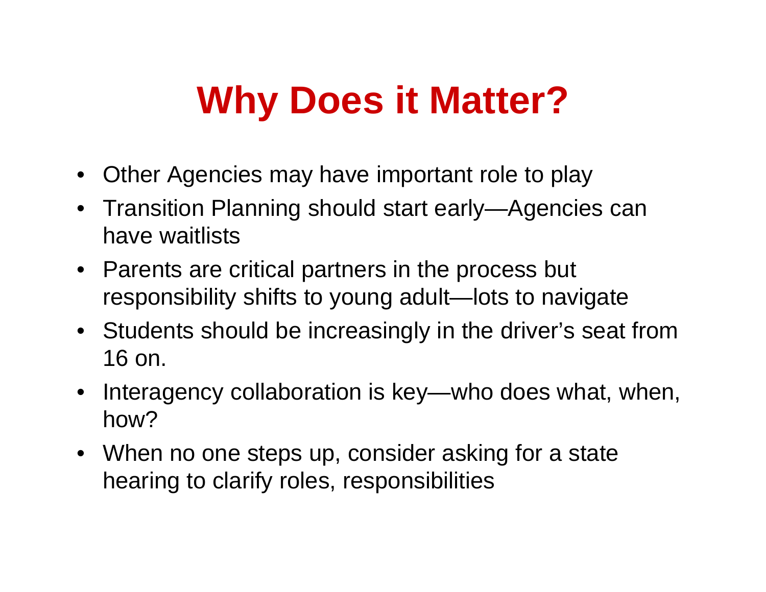# Why Does it Matter?

- Other Agencies may have important role to play
- Transition Planning should start early—Agencies can have waitlists
- Parents are critical partners in the process but responsibility shifts to young adult—lots to navigate
- Students should be increasingly in the driver's seat from 16 on.
- Interagency collaboration is key—who does what, when, how?
- When no one steps up, consider asking for a state hearing to clarify roles, responsibilities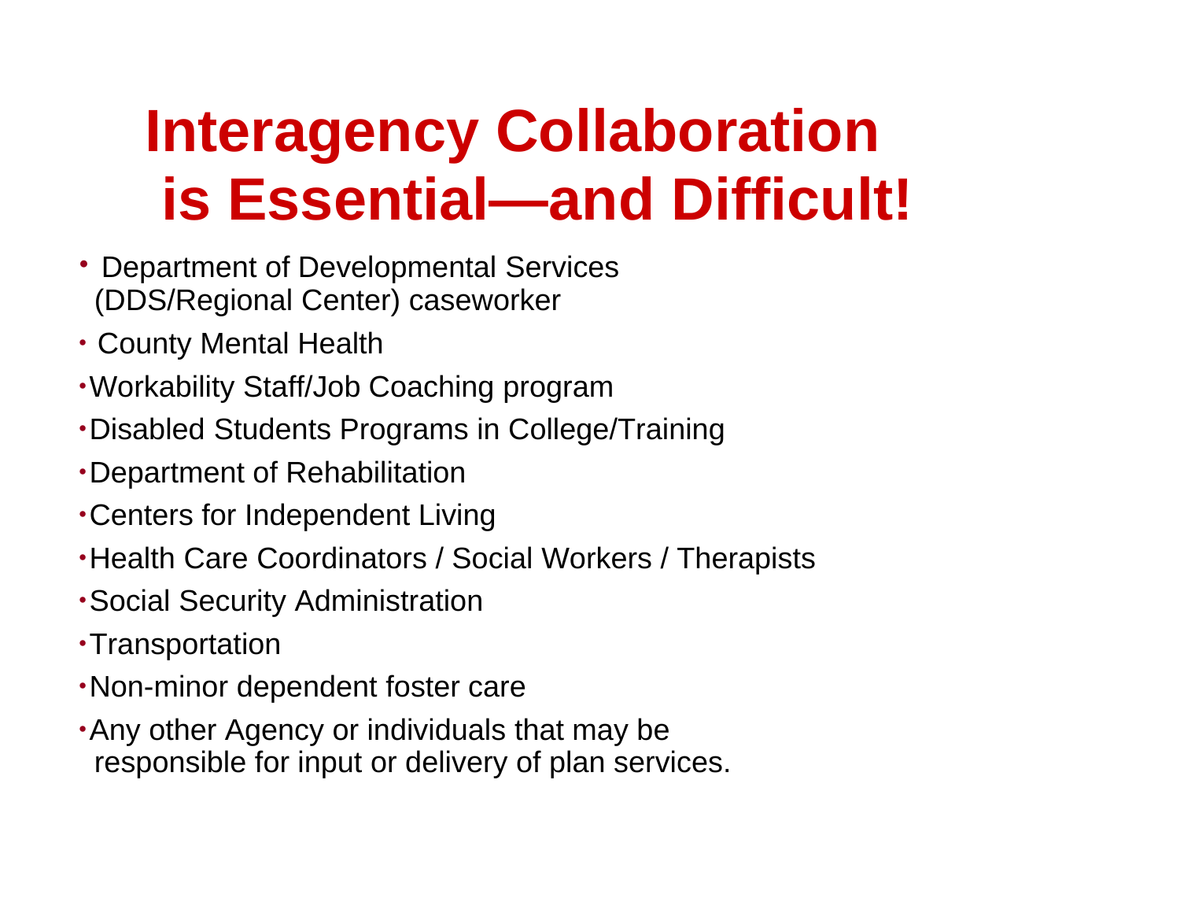# Interagency Collaboration is Essential—and Difficult!

- Department of Developmental Services (DDS/Regional Center) caseworker
- County Mental Health
- Workability Staff/Job Coaching program
- Disabled Students Programs in College/Training
- Department of Rehabilitation
- Centers for Independent Living
- Health Care Coordinators / Social Workers / Therapists
- Social Security Administration
- Transportation
- Non-minor dependent foster care
- Any other Agency or individuals that may be responsible for input or delivery of plan services.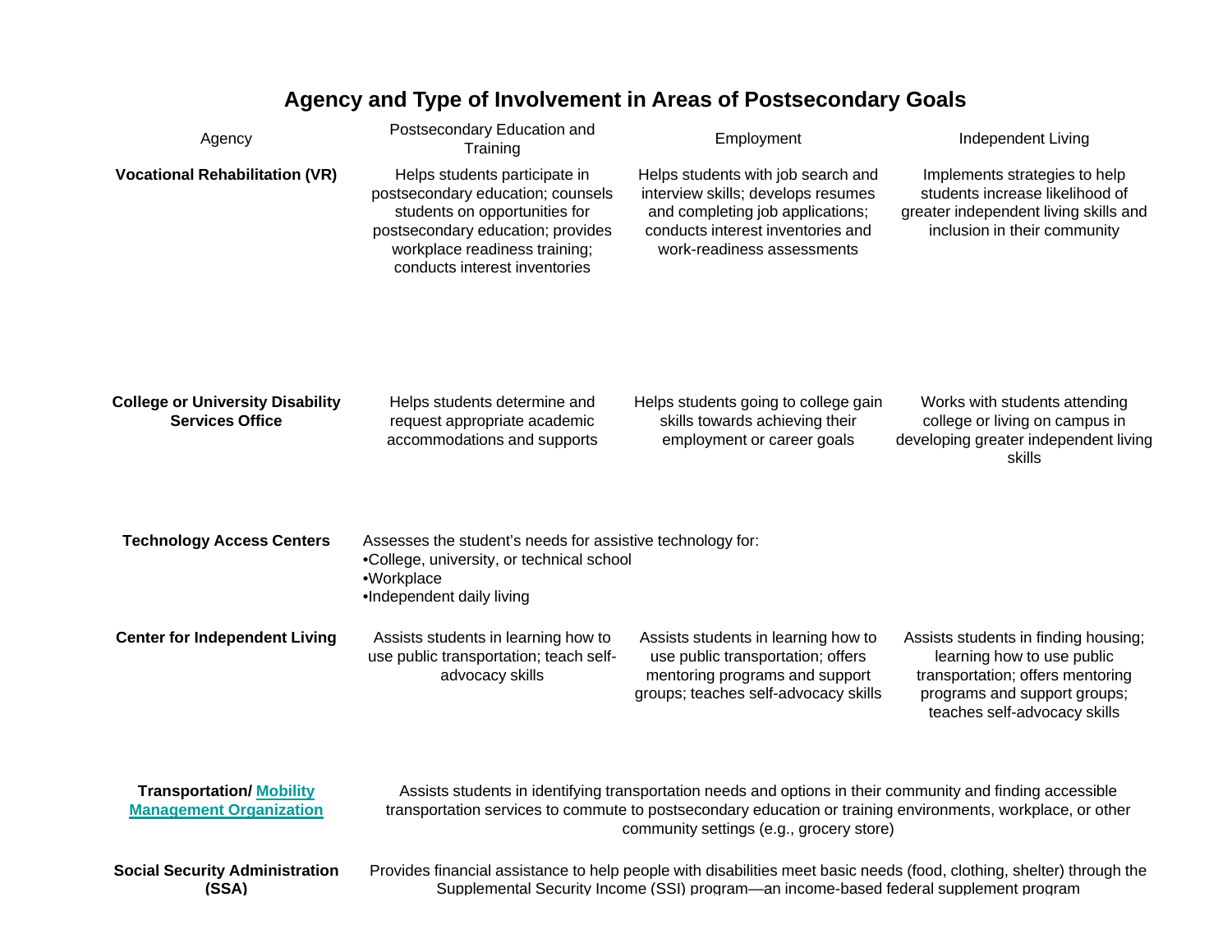## Agency and Type of Involvement in Areas of Postsecondary Goals

| Agency | Postsecondary Education and Training | Employment | Independent Living |
|---|---|---|---|
| **Vocational Rehabilitation (VR)** | Helps students participate in postsecondary education; counsels students on opportunities for postsecondary education; provides workplace readiness training; conducts interest inventories | Helps students with job search and interview skills; develops resumes and completing job applications; conducts interest inventories and work-readiness assessments | Implements strategies to help students increase likelihood of greater independent living skills and inclusion in their community |
| **College or University Disability Services Office** | Helps students determine and request appropriate academic accommodations and supports | Helps students going to college gain skills towards achieving their employment or career goals | Works with students attending college or living on campus in developing greater independent living skills |
| **Technology Access Centers** | Assesses the student's needs for assistive technology for: •College, university, or technical school •Workplace •Independent daily living | | |
| **Center for Independent Living** | Assists students in learning how to use public transportation; teach self-advocacy skills | Assists students in learning how to use public transportation; offers mentoring programs and support groups; teaches self-advocacy skills | Assists students in finding housing; learning how to use public transportation; offers mentoring programs and support groups; teaches self-advocacy skills |
| **Transportation/ Mobility Management Organization** | Assists students in identifying transportation needs and options in their community and finding accessible transportation services to commute to postsecondary education or training environments, workplace, or other community settings (e.g., grocery store) | | |
| **Social Security Administration (SSA)** | Provides financial assistance to help people with disabilities meet basic needs (food, clothing, shelter) through the Supplemental Security Income (SSI) program—an income-based federal supplement program | | |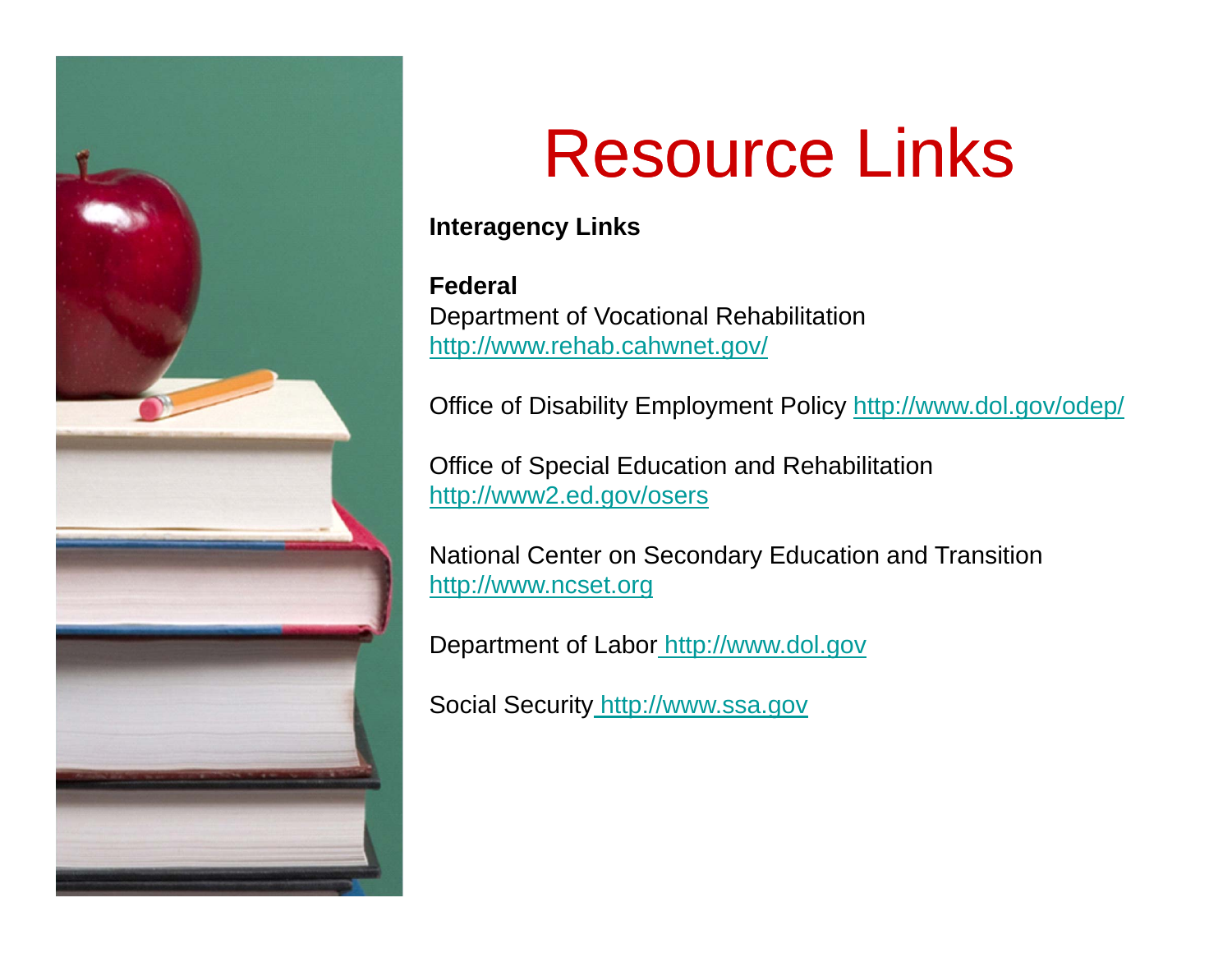# Resource Links

**Interagency Links**

**Federal**

Department of Vocational Rehabilitation
http://www.rehab.cahwnet.gov/

Office of Disability Employment Policy http://www.dol.gov/odep/

Office of Special Education and Rehabilitation
http://www2.ed.gov/osers

National Center on Secondary Education and Transition
http://www.ncset.org

Department of Labor http://www.dol.gov

Social Security http://www.ssa.gov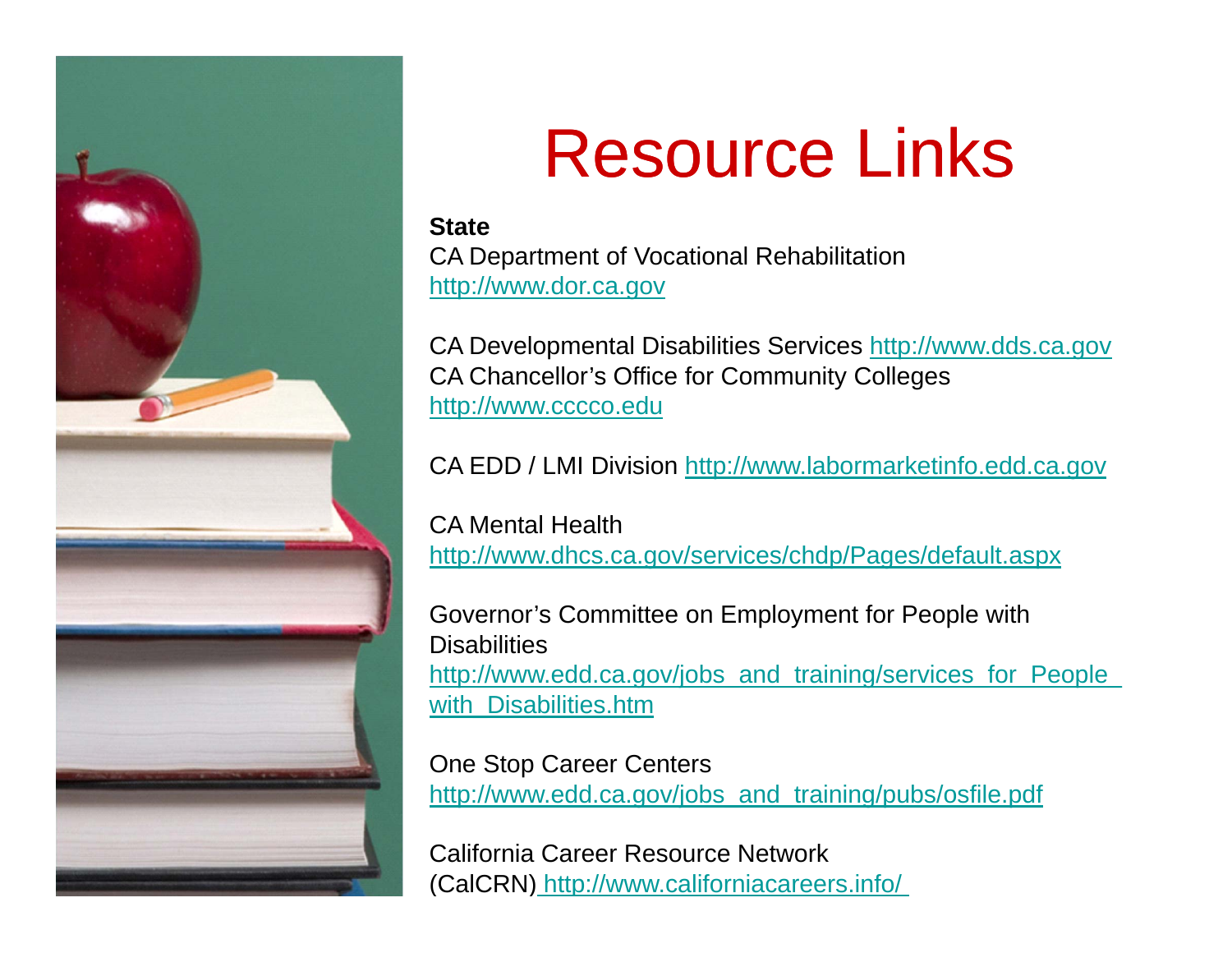# Resource Links

**State**

CA Department of Vocational Rehabilitation
http://www.dor.ca.gov

CA Developmental Disabilities Services http://www.dds.ca.gov
CA Chancellor's Office for Community Colleges
http://www.cccco.edu

CA EDD / LMI Division http://www.labormarketinfo.edd.ca.gov

CA Mental Health
http://www.dhcs.ca.gov/services/chdp/Pages/default.aspx

Governor's Committee on Employment for People with Disabilities
http://www.edd.ca.gov/jobs_and_training/services_for_People_with_Disabilities.htm

One Stop Career Centers
http://www.edd.ca.gov/jobs_and_training/pubs/osfile.pdf

California Career Resource Network (CalCRN) http://www.californiacareers.info/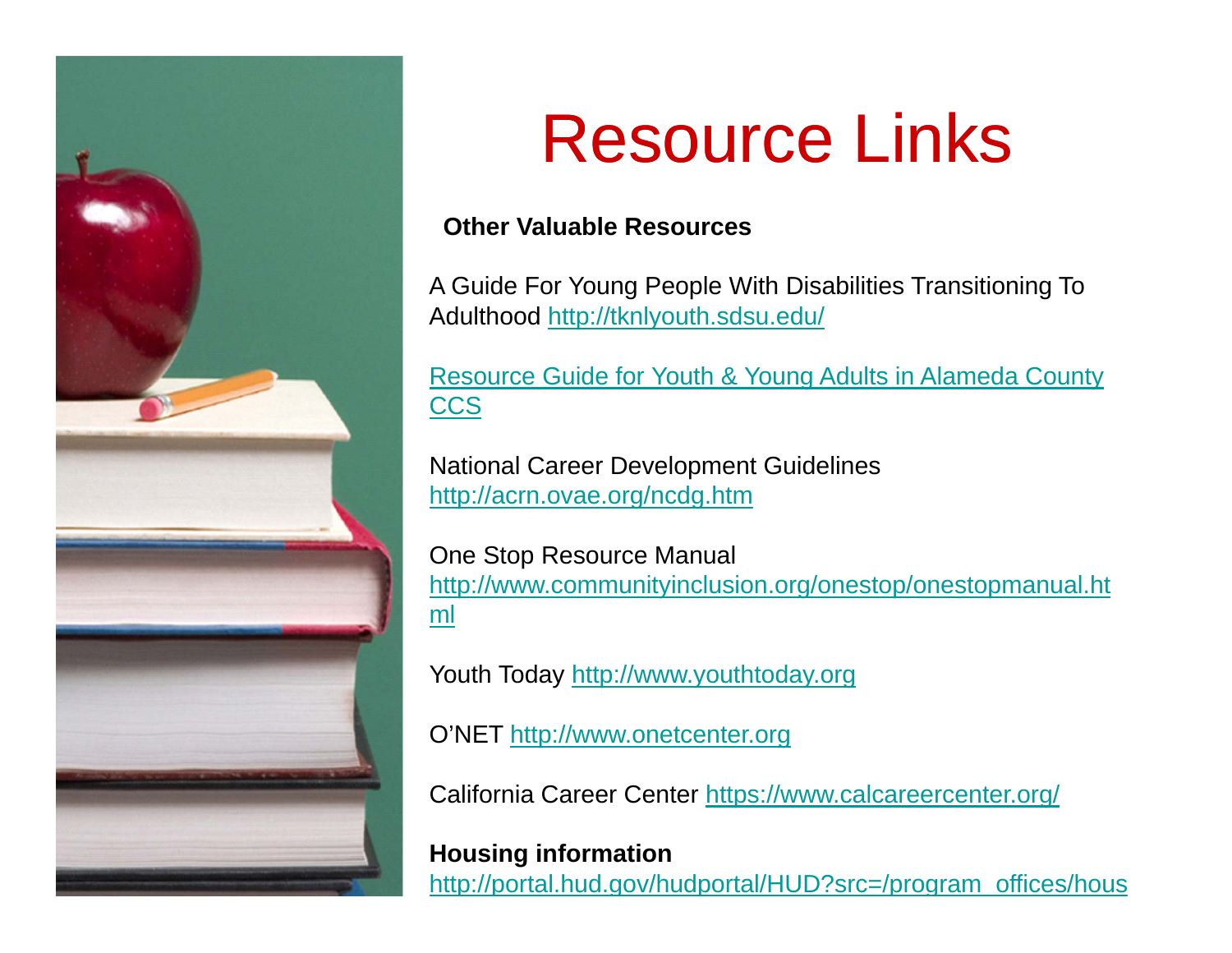# Resource Links

**Other Valuable Resources**

A Guide For Young People With Disabilities Transitioning To Adulthood http://tknlyouth.sdsu.edu/

Resource Guide for Youth & Young Adults in Alameda County CCS

National Career Development Guidelines
http://acrn.ovae.org/ncdg.htm

One Stop Resource Manual
http://www.communityinclusion.org/onestop/onestopmanual.html

Youth Today http://www.youthtoday.org

O'NET http://www.onetcenter.org

California Career Center https://www.calcareercenter.org/

**Housing information**
http://portal.hud.gov/hudportal/HUD?src=/program_offices/hous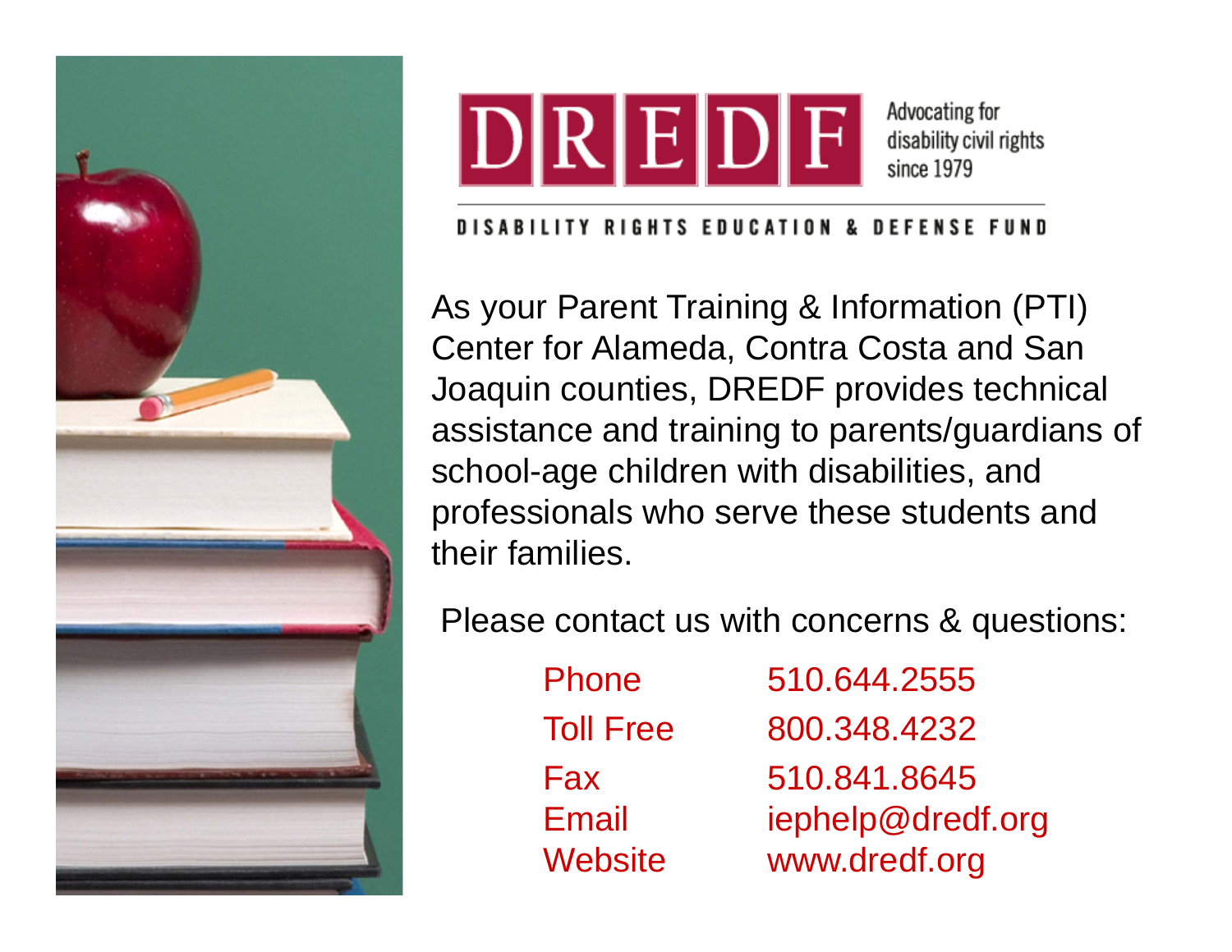# DREDF

Advocating for disability civil rights since 1979

DISABILITY RIGHTS EDUCATION & DEFENSE FUND

As your Parent Training & Information (PTI) Center for Alameda, Contra Costa and San Joaquin counties, DREDF provides technical assistance and training to parents/guardians of school-age children with disabilities, and professionals who serve these students and their families.

Please contact us with concerns & questions:

| | |
|---|---|
| Phone | 510.644.2555 |
| Toll Free | 800.348.4232 |
| Fax | 510.841.8645 |
| Email | iephelp@dredf.org |
| Website | www.dredf.org |